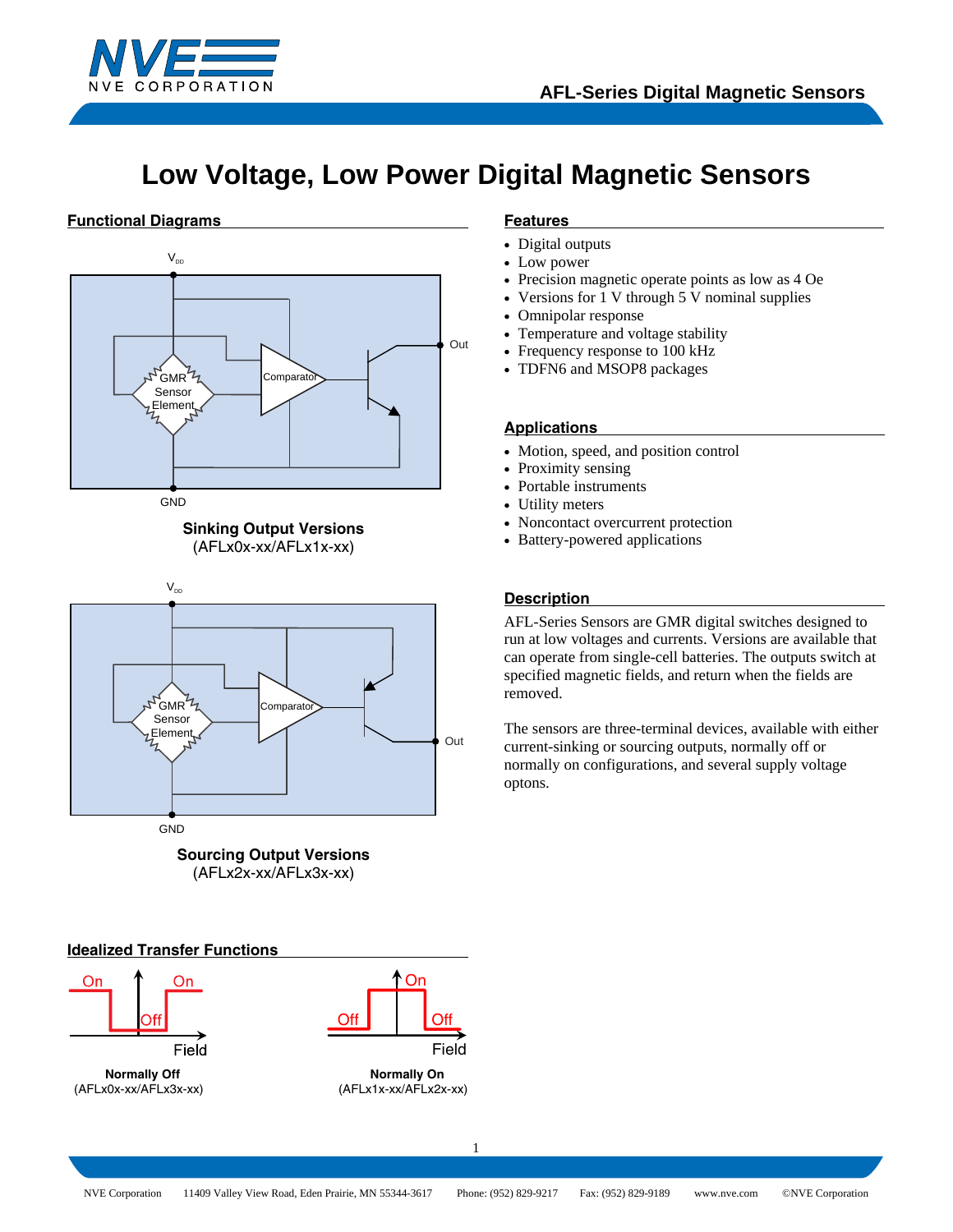# Low Voltage, Low Power Digital Magnetic Sensors

## Functional Diagrams

**Sinking Output Versions**
(AFLx0x-xx/AFLx1x-xx)

**Sourcing Output Versions**
(AFLx2x-xx/AFLx3x-xx)

## Idealized Transfer Functions

**Normally Off**
(AFLx0x-xx/AFLx3x-xx)

**Normally On**
(AFLx1x-xx/AFLx2x-xx)

## Features

- Digital outputs
- Low power
- Precision magnetic operate points as low as 4 Oe
- Versions for 1 V through 5 V nominal supplies
- Omnipolar response
- Temperature and voltage stability
- Frequency response to 100 kHz
- TDFN6 and MSOP8 packages

## Applications

- Motion, speed, and position control
- Proximity sensing
- Portable instruments
- Utility meters
- Noncontact overcurrent protection
- Battery-powered applications

## Description

AFL-Series Sensors are GMR digital switches designed to run at low voltages and currents. Versions are available that can operate from single-cell batteries. The outputs switch at specified magnetic fields, and return when the fields are removed.

The sensors are three-terminal devices, available with either current-sinking or sourcing outputs, normally off or normally on configurations, and several supply voltage optons.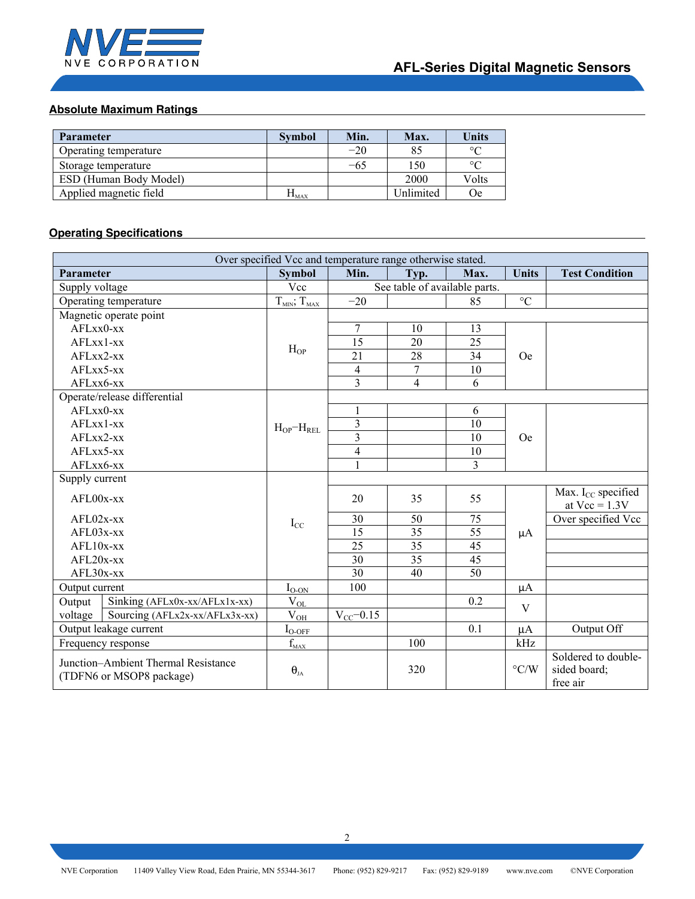## Absolute Maximum Ratings

| Parameter | Symbol | Min. | Max. | Units |
|---|---|---|---|---|
| Operating temperature | | −20 | 85 | °C |
| Storage temperature | | −65 | 150 | °C |
| ESD (Human Body Model) | | | 2000 | Volts |
| Applied magnetic field | $H_{MAX}$ | | Unlimited | Oe |

## Operating Specifications

| Over specified Vcc and temperature range otherwise stated. | | | | | | |
|---|---|---|---|---|---|---|
| **Parameter** | **Symbol** | **Min.** | **Typ.** | **Max.** | **Units** | **Test Condition** |
| Supply voltage | Vcc | See table of available parts. | | | | |
| Operating temperature | $T_{MIN}$; $T_{MAX}$ | −20 | | 85 | °C | |
| Magnetic operate point | $H_{OP}$ | | | | Oe | |
| AFLxx0-xx | | 7 | 10 | 13 | | |
| AFLxx1-xx | | 15 | 20 | 25 | | |
| AFLxx2-xx | | 21 | 28 | 34 | | |
| AFLxx5-xx | | 4 | 7 | 10 | | |
| AFLxx6-xx | | 3 | 4 | 6 | | |
| Operate/release differential | $H_{OP}-H_{REL}$ | | | | Oe | |
| AFLxx0-xx | | 1 | | 6 | | |
| AFLxx1-xx | | 3 | | 10 | | |
| AFLxx2-xx | | 3 | | 10 | | |
| AFLxx5-xx | | 4 | | 10 | | |
| AFLxx6-xx | | 1 | | 3 | | |
| Supply current | $I_{CC}$ | | | | µA | |
| AFL00x-xx | | 20 | 35 | 55 | | Max. $I_{CC}$ specified at Vcc = 1.3V |
| AFL02x-xx | | 30 | 50 | 75 | | Over specified Vcc |
| AFL03x-xx | | 15 | 35 | 55 | | |
| AFL10x-xx | | 25 | 35 | 45 | | |
| AFL20x-xx | | 30 | 35 | 45 | | |
| AFL30x-xx | | 30 | 40 | 50 | | |
| Output current | $I_{O\text{-}ON}$ | 100 | | | µA | |
| Output voltage — Sinking (AFLx0x-xx/AFLx1x-xx) | $V_{OL}$ | | | 0.2 | V | |
| Output voltage — Sourcing (AFLx2x-xx/AFLx3x-xx) | $V_{OH}$ | $V_{CC}-0.15$ | | | V | |
| Output leakage current | $I_{O\text{-}OFF}$ | | | 0.1 | µA | Output Off |
| Frequency response | $f_{MAX}$ | | 100 | | kHz | |
| Junction–Ambient Thermal Resistance (TDFN6 or MSOP8 package) | $\theta_{JA}$ | | 320 | | °C/W | Soldered to double-sided board; free air |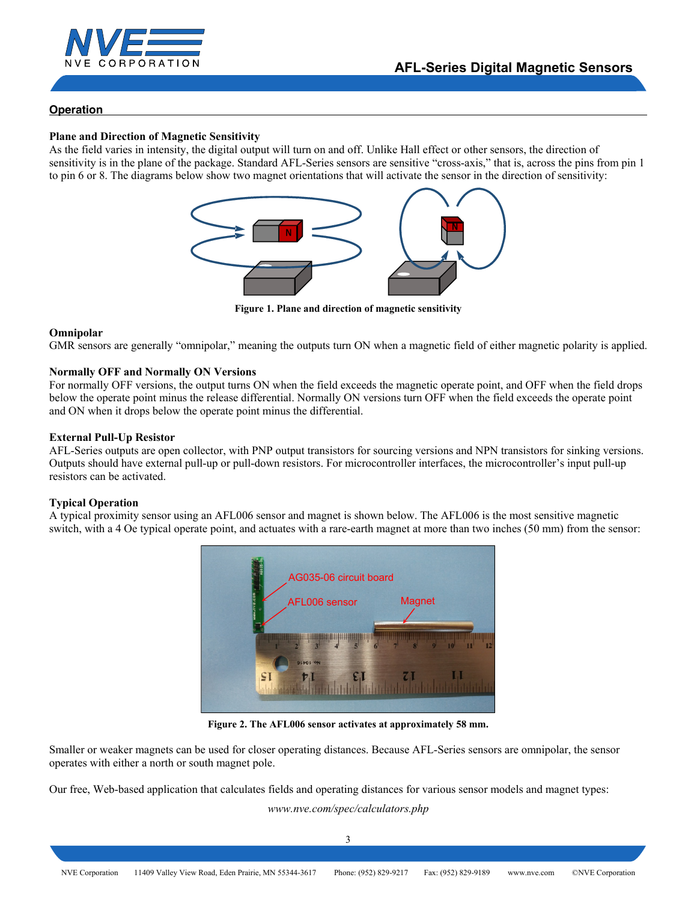## Operation

### Plane and Direction of Magnetic Sensitivity

As the field varies in intensity, the digital output will turn on and off. Unlike Hall effect or other sensors, the direction of sensitivity is in the plane of the package. Standard AFL-Series sensors are sensitive "cross-axis," that is, across the pins from pin 1 to pin 6 or 8. The diagrams below show two magnet orientations that will activate the sensor in the direction of sensitivity:

**Figure 1. Plane and direction of magnetic sensitivity**

### Omnipolar

GMR sensors are generally "omnipolar," meaning the outputs turn ON when a magnetic field of either magnetic polarity is applied.

### Normally OFF and Normally ON Versions

For normally OFF versions, the output turns ON when the field exceeds the magnetic operate point, and OFF when the field drops below the operate point minus the release differential. Normally ON versions turn OFF when the field exceeds the operate point and ON when it drops below the operate point minus the differential.

### External Pull-Up Resistor

AFL-Series outputs are open collector, with PNP output transistors for sourcing versions and NPN transistors for sinking versions. Outputs should have external pull-up or pull-down resistors. For microcontroller interfaces, the microcontroller's input pull-up resistors can be activated.

### Typical Operation

A typical proximity sensor using an AFL006 sensor and magnet is shown below. The AFL006 is the most sensitive magnetic switch, with a 4 Oe typical operate point, and actuates with a rare-earth magnet at more than two inches (50 mm) from the sensor:

**Figure 2. The AFL006 sensor activates at approximately 58 mm.**

Smaller or weaker magnets can be used for closer operating distances. Because AFL-Series sensors are omnipolar, the sensor operates with either a north or south magnet pole.

Our free, Web-based application that calculates fields and operating distances for various sensor models and magnet types:

*www.nve.com/spec/calculators.php*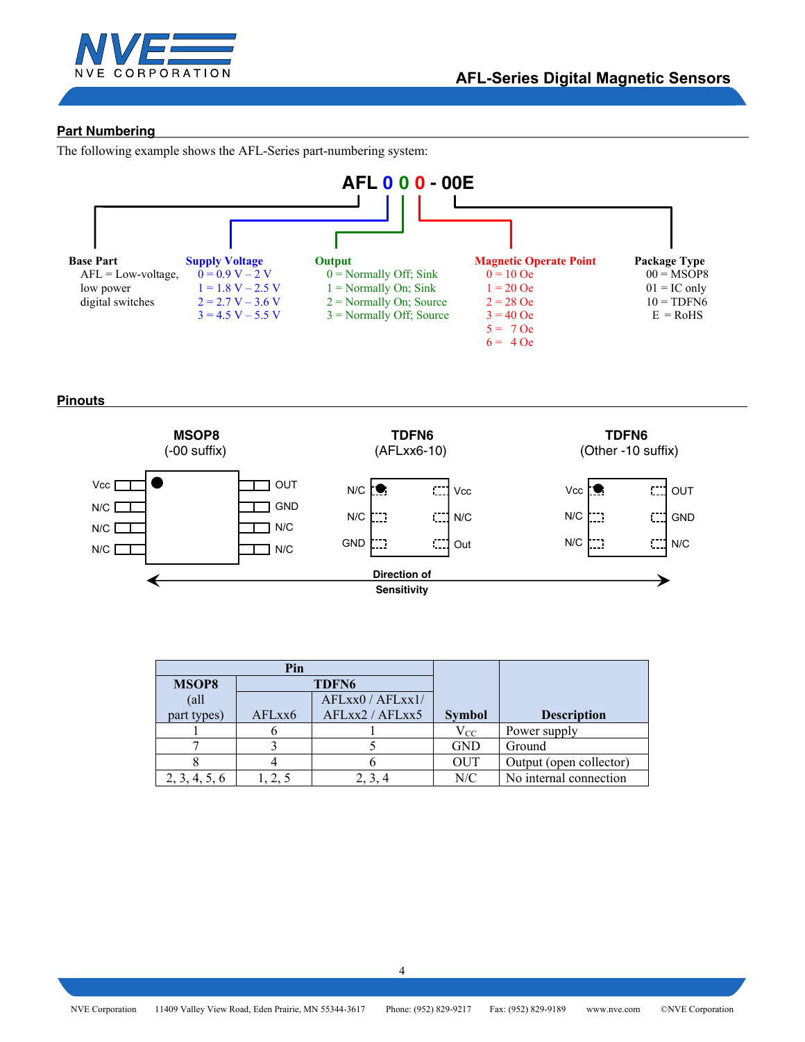## Part Numbering

The following example shows the AFL-Series part-numbering system:

**AFL 0 0 0 - 00E**

**Base Part**
AFL = Low-voltage, low power digital switches

**Supply Voltage**
0 = 0.9 V – 2 V
1 = 1.8 V – 2.5 V
2 = 2.7 V – 3.6 V
3 = 4.5 V – 5.5 V

**Output**
0 = Normally Off; Sink
1 = Normally On; Sink
2 = Normally On; Source
3 = Normally Off; Source

**Magnetic Operate Point**
0 = 10 Oe
1 = 20 Oe
2 = 28 Oe
3 = 40 Oe
5 = 7 Oe
6 = 4 Oe

**Package Type**
00 = MSOP8
01 = IC only
10 = TDFN6
E = RoHS

## Pinouts

**MSOP8** (-00 suffix)

| Left | Right |
|---|---|
| Vcc | OUT |
| N/C | GND |
| N/C | N/C |
| N/C | N/C |

**TDFN6** (AFLxx6-10)

| Left | Right |
|---|---|
| N/C | Vcc |
| N/C | N/C |
| GND | Out |

**TDFN6** (Other -10 suffix)

| Left | Right |
|---|---|
| Vcc | OUT |
| N/C | GND |
| N/C | N/C |

Direction of Sensitivity

| Pin | | | Symbol | Description |
|---|---|---|---|---|
| MSOP8 (all part types) | TDFN6 | | | |
| | AFLxx6 | AFLxx0 / AFLxx1/ AFLxx2 / AFLxx5 | | |
| 1 | 6 | 1 | $V_{CC}$ | Power supply |
| 7 | 3 | 5 | GND | Ground |
| 8 | 4 | 6 | OUT | Output (open collector) |
| 2, 3, 4, 5, 6 | 1, 2, 5 | 2, 3, 4 | N/C | No internal connection |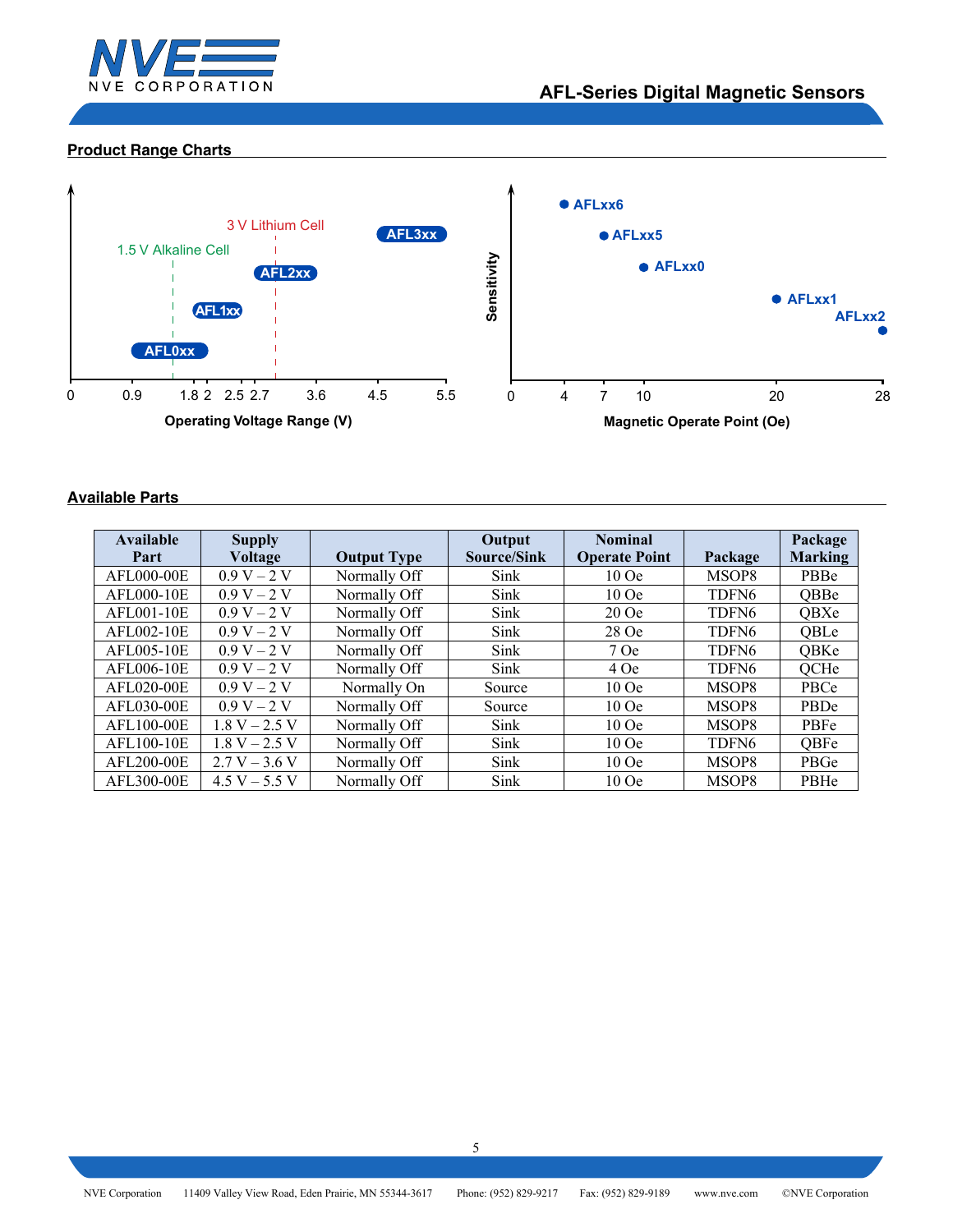## Product Range Charts

1.5 V Alkaline Cell

3 V Lithium Cell

AFL0xx AFL1xx AFL2xx AFL3xx

0 0.9 1.8 2 2.5 2.7 3.6 4.5 5.5

**Operating Voltage Range (V)**

Sensitivity

AFLxx6 AFLxx5 AFLxx0 AFLxx1 AFLxx2

0 4 7 10 20 28

**Magnetic Operate Point (Oe)**

## Available Parts

| Available Part | Supply Voltage | Output Type | Output Source/Sink | Nominal Operate Point | Package | Package Marking |
|---|---|---|---|---|---|---|
| AFL000-00E | 0.9 V – 2 V | Normally Off | Sink | 10 Oe | MSOP8 | PBBe |
| AFL000-10E | 0.9 V – 2 V | Normally Off | Sink | 10 Oe | TDFN6 | QBBe |
| AFL001-10E | 0.9 V – 2 V | Normally Off | Sink | 20 Oe | TDFN6 | QBXe |
| AFL002-10E | 0.9 V – 2 V | Normally Off | Sink | 28 Oe | TDFN6 | QBLe |
| AFL005-10E | 0.9 V – 2 V | Normally Off | Sink | 7 Oe | TDFN6 | QBKe |
| AFL006-10E | 0.9 V – 2 V | Normally Off | Sink | 4 Oe | TDFN6 | QCHe |
| AFL020-00E | 0.9 V – 2 V | Normally On | Source | 10 Oe | MSOP8 | PBCe |
| AFL030-00E | 0.9 V – 2 V | Normally Off | Source | 10 Oe | MSOP8 | PBDe |
| AFL100-00E | 1.8 V – 2.5 V | Normally Off | Sink | 10 Oe | MSOP8 | PBFe |
| AFL100-10E | 1.8 V – 2.5 V | Normally Off | Sink | 10 Oe | TDFN6 | QBFe |
| AFL200-00E | 2.7 V – 3.6 V | Normally Off | Sink | 10 Oe | MSOP8 | PBGe |
| AFL300-00E | 4.5 V – 5.5 V | Normally Off | Sink | 10 Oe | MSOP8 | PBHe |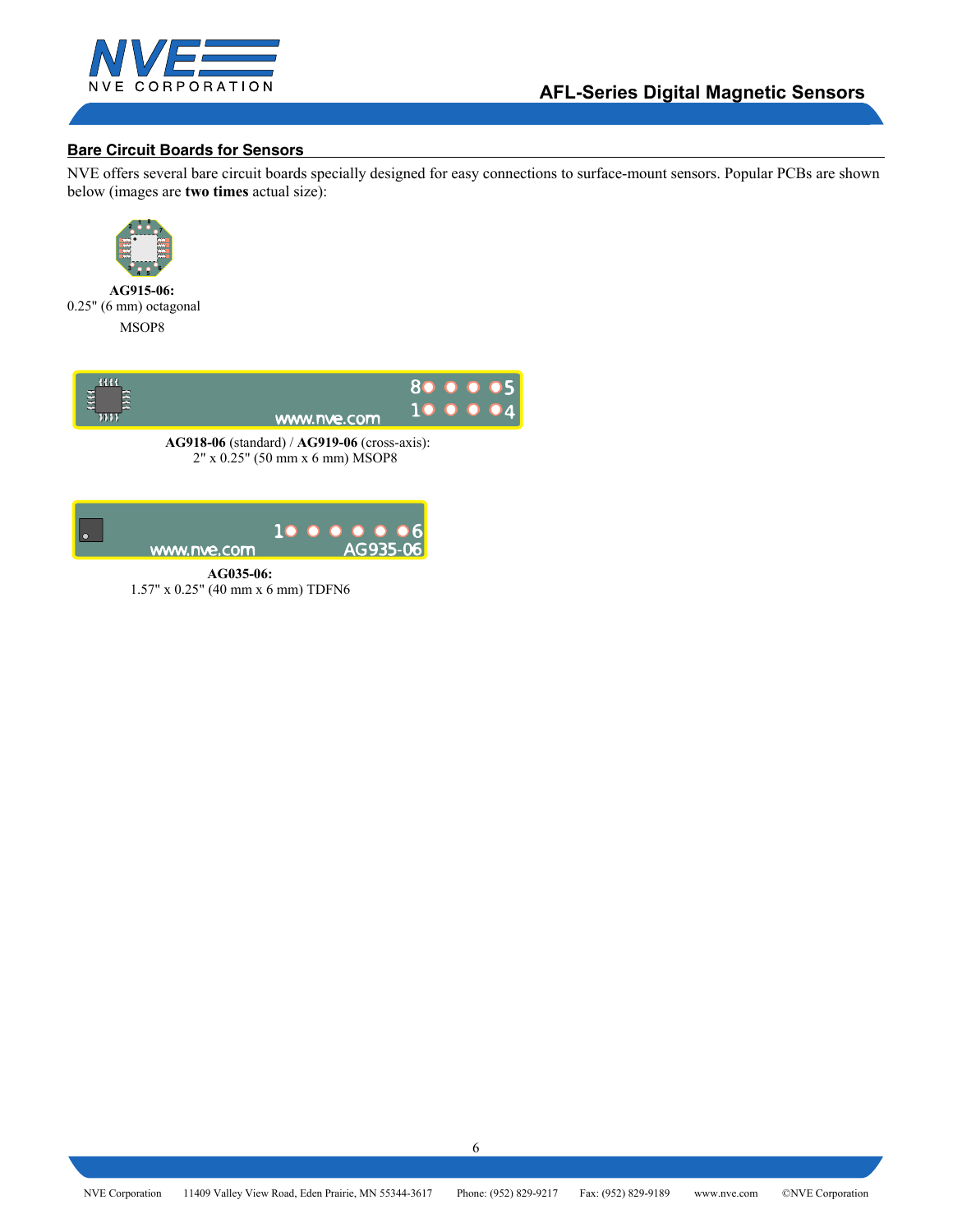## Bare Circuit Boards for Sensors

NVE offers several bare circuit boards specially designed for easy connections to surface-mount sensors. Popular PCBs are shown below (images are **two times** actual size):

**AG915-06:**
0.25" (6 mm) octagonal
MSOP8

**AG918-06** (standard) / **AG919-06** (cross-axis):
2" x 0.25" (50 mm x 6 mm) MSOP8

**AG035-06:**
1.57" x 0.25" (40 mm x 6 mm) TDFN6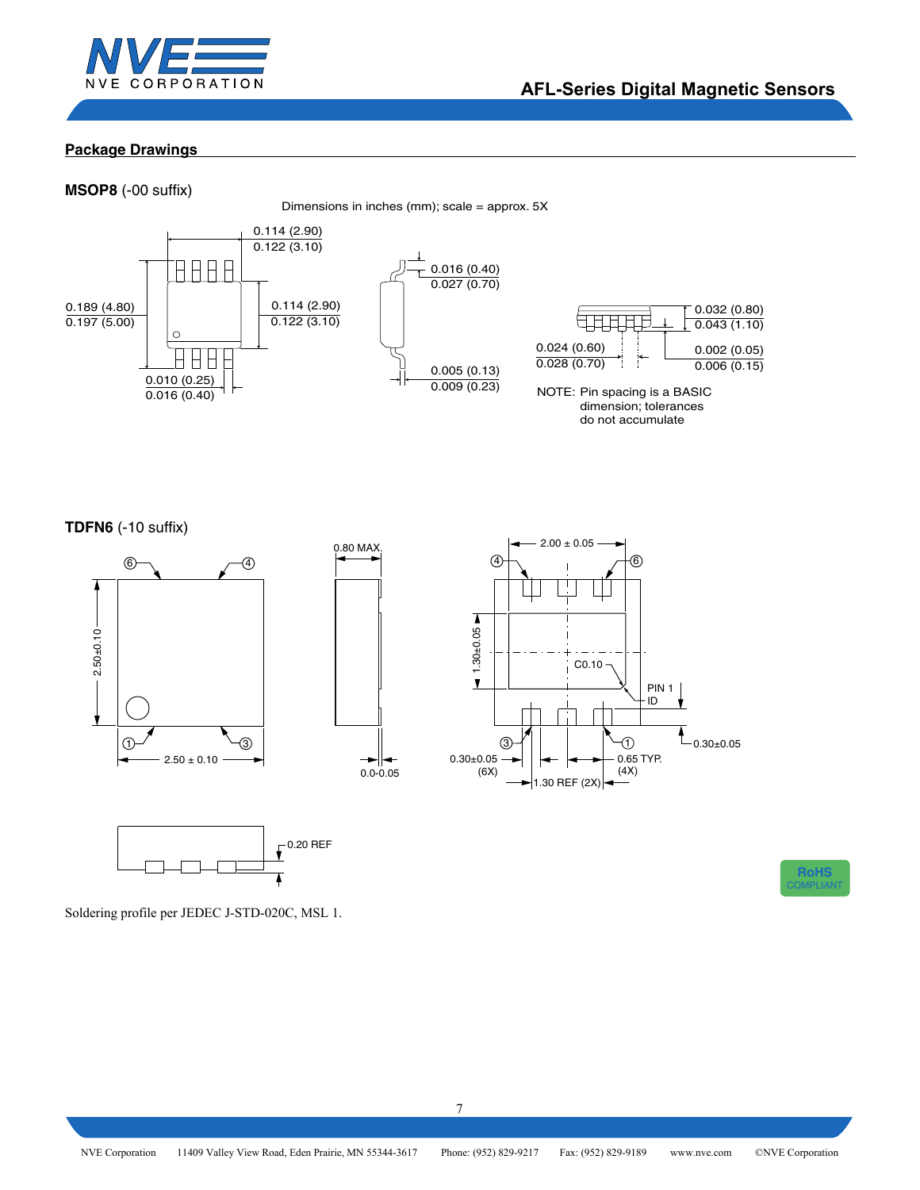## Package Drawings

**MSOP8** (-00 suffix)

Dimensions in inches (mm); scale = approx. 5X

0.114 (2.90)
0.122 (3.10)

0.189 (4.80)
0.197 (5.00)

0.114 (2.90)
0.122 (3.10)

0.010 (0.25)
0.016 (0.40)

0.016 (0.40)
0.027 (0.70)

0.005 (0.13)
0.009 (0.23)

0.032 (0.80)
0.043 (1.10)

0.024 (0.60)
0.028 (0.70)

0.002 (0.05)
0.006 (0.15)

NOTE: Pin spacing is a BASIC dimension; tolerances do not accumulate

**TDFN6** (-10 suffix)

2.50±0.10

2.50 ± 0.10

0.80 MAX.

0.0-0.05

2.00 ± 0.05

1.30±0.05

C0.10

PIN 1 ID

0.30±0.05

0.30±0.05 (6X)

0.65 TYP. (4X)

1.30 REF (2X)

0.20 REF

RoHS COMPLIANT

Soldering profile per JEDEC J-STD-020C, MSL 1.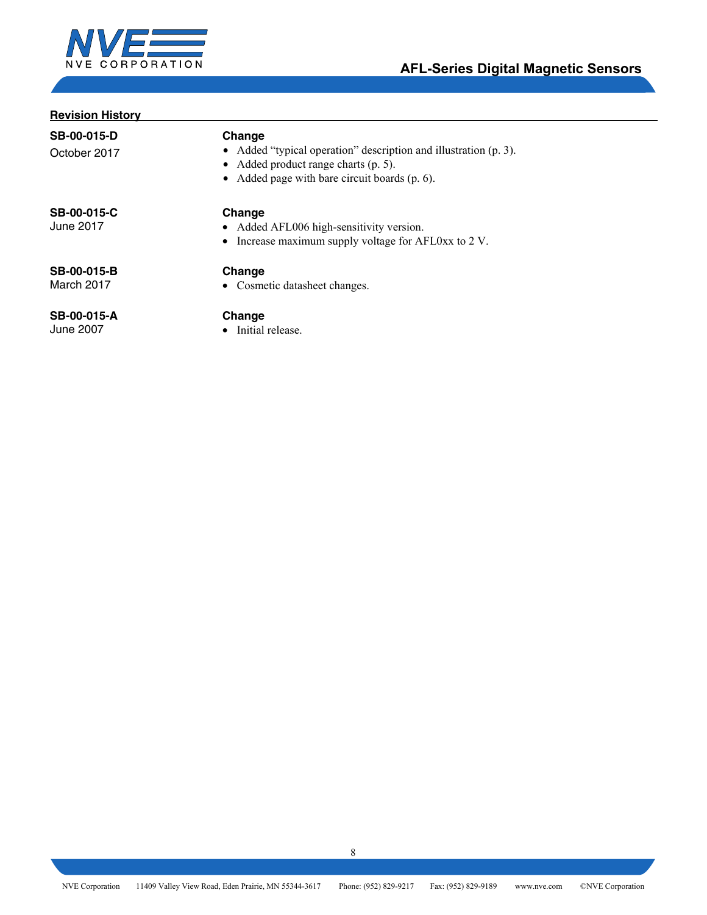## Revision History

**SB-00-015-D**
October 2017

**Change**

- Added "typical operation" description and illustration (p. 3).
- Added product range charts (p. 5).
- Added page with bare circuit boards (p. 6).

**SB-00-015-C**
June 2017

**Change**

- Added AFL006 high-sensitivity version.
- Increase maximum supply voltage for AFL0xx to 2 V.

**SB-00-015-B**
March 2017

**Change**

- Cosmetic datasheet changes.

**SB-00-015-A**
June 2007

**Change**

- Initial release.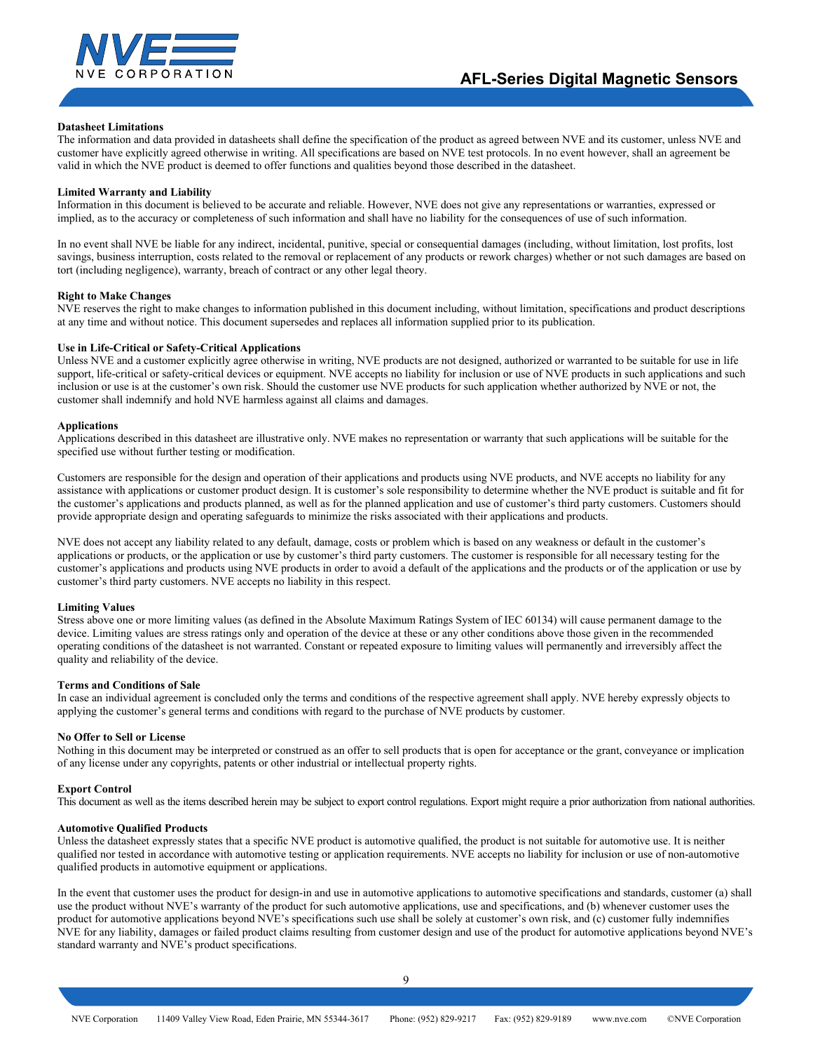### Datasheet Limitations

The information and data provided in datasheets shall define the specification of the product as agreed between NVE and its customer, unless NVE and customer have explicitly agreed otherwise in writing. All specifications are based on NVE test protocols. In no event however, shall an agreement be valid in which the NVE product is deemed to offer functions and qualities beyond those described in the datasheet.

### Limited Warranty and Liability

Information in this document is believed to be accurate and reliable. However, NVE does not give any representations or warranties, expressed or implied, as to the accuracy or completeness of such information and shall have no liability for the consequences of use of such information.

In no event shall NVE be liable for any indirect, incidental, punitive, special or consequential damages (including, without limitation, lost profits, lost savings, business interruption, costs related to the removal or replacement of any products or rework charges) whether or not such damages are based on tort (including negligence), warranty, breach of contract or any other legal theory.

### Right to Make Changes

NVE reserves the right to make changes to information published in this document including, without limitation, specifications and product descriptions at any time and without notice. This document supersedes and replaces all information supplied prior to its publication.

### Use in Life-Critical or Safety-Critical Applications

Unless NVE and a customer explicitly agree otherwise in writing, NVE products are not designed, authorized or warranted to be suitable for use in life support, life-critical or safety-critical devices or equipment. NVE accepts no liability for inclusion or use of NVE products in such applications and such inclusion or use is at the customer's own risk. Should the customer use NVE products for such application whether authorized by NVE or not, the customer shall indemnify and hold NVE harmless against all claims and damages.

### Applications

Applications described in this datasheet are illustrative only. NVE makes no representation or warranty that such applications will be suitable for the specified use without further testing or modification.

Customers are responsible for the design and operation of their applications and products using NVE products, and NVE accepts no liability for any assistance with applications or customer product design. It is customer's sole responsibility to determine whether the NVE product is suitable and fit for the customer's applications and products planned, as well as for the planned application and use of customer's third party customers. Customers should provide appropriate design and operating safeguards to minimize the risks associated with their applications and products.

NVE does not accept any liability related to any default, damage, costs or problem which is based on any weakness or default in the customer's applications or products, or the application or use by customer's third party customers. The customer is responsible for all necessary testing for the customer's applications and products using NVE products in order to avoid a default of the applications and the products or of the application or use by customer's third party customers. NVE accepts no liability in this respect.

### Limiting Values

Stress above one or more limiting values (as defined in the Absolute Maximum Ratings System of IEC 60134) will cause permanent damage to the device. Limiting values are stress ratings only and operation of the device at these or any other conditions above those given in the recommended operating conditions of the datasheet is not warranted. Constant or repeated exposure to limiting values will permanently and irreversibly affect the quality and reliability of the device.

### Terms and Conditions of Sale

In case an individual agreement is concluded only the terms and conditions of the respective agreement shall apply. NVE hereby expressly objects to applying the customer's general terms and conditions with regard to the purchase of NVE products by customer.

### No Offer to Sell or License

Nothing in this document may be interpreted or construed as an offer to sell products that is open for acceptance or the grant, conveyance or implication of any license under any copyrights, patents or other industrial or intellectual property rights.

### Export Control

This document as well as the items described herein may be subject to export control regulations. Export might require a prior authorization from national authorities.

### Automotive Qualified Products

Unless the datasheet expressly states that a specific NVE product is automotive qualified, the product is not suitable for automotive use. It is neither qualified nor tested in accordance with automotive testing or application requirements. NVE accepts no liability for inclusion or use of non-automotive qualified products in automotive equipment or applications.

In the event that customer uses the product for design-in and use in automotive applications to automotive specifications and standards, customer (a) shall use the product without NVE's warranty of the product for such automotive applications, use and specifications, and (b) whenever customer uses the product for automotive applications beyond NVE's specifications such use shall be solely at customer's own risk, and (c) customer fully indemnifies NVE for any liability, damages or failed product claims resulting from customer design and use of the product for automotive applications beyond NVE's standard warranty and NVE's product specifications.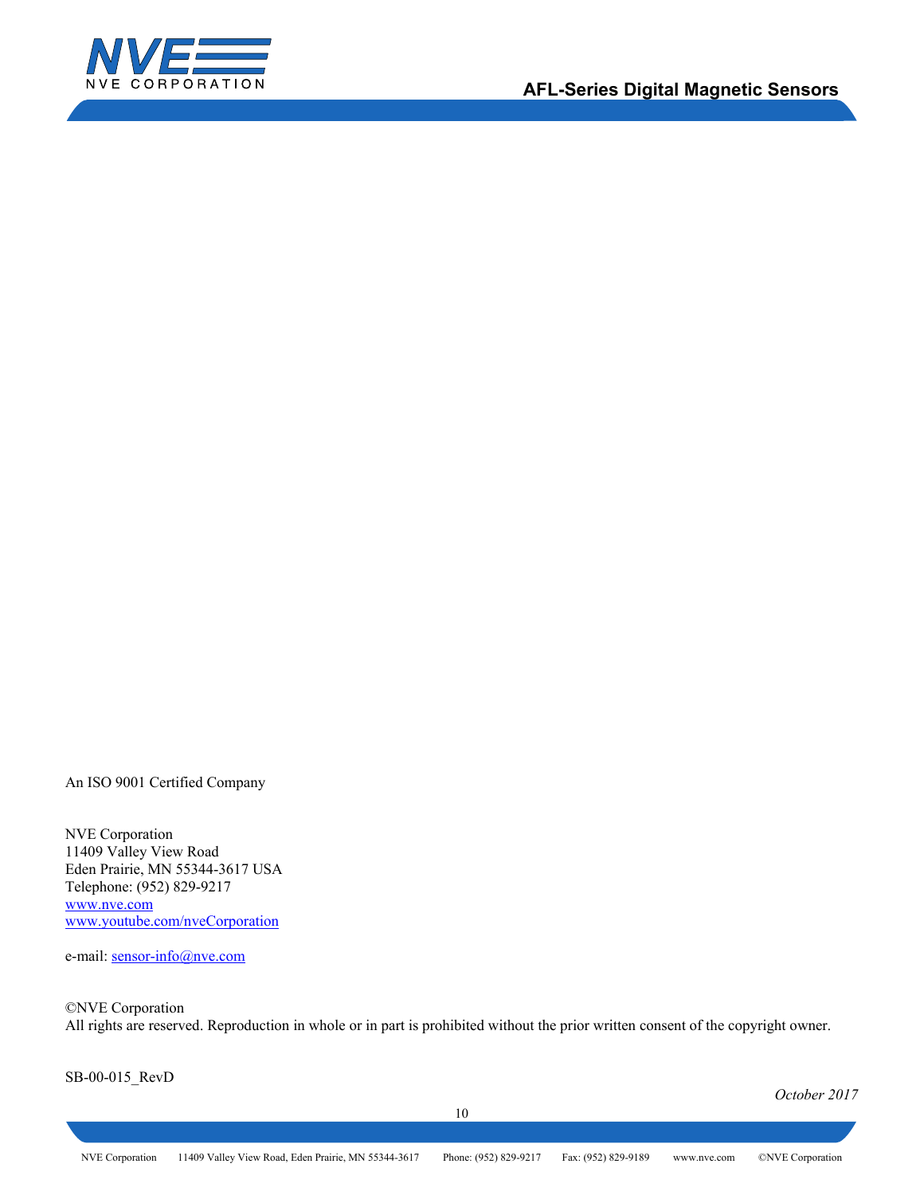An ISO 9001 Certified Company

NVE Corporation
11409 Valley View Road
Eden Prairie, MN 55344-3617 USA
Telephone: (952) 829-9217
www.nve.com
www.youtube.com/nveCorporation

e-mail: sensor-info@nve.com

©NVE Corporation
All rights are reserved. Reproduction in whole or in part is prohibited without the prior written consent of the copyright owner.

SB-00-015_RevD

*October 2017*